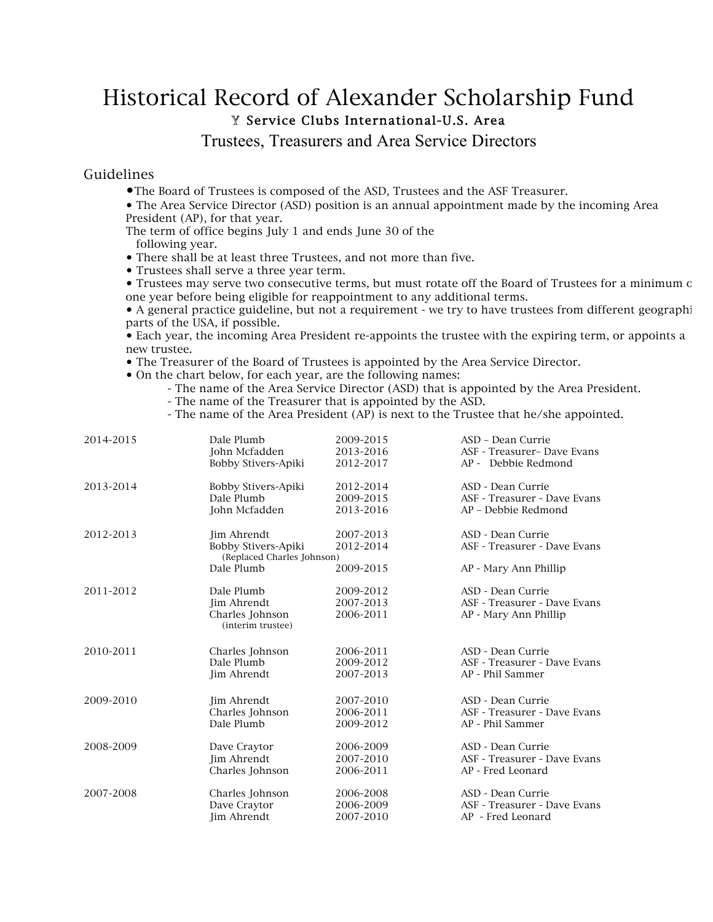# Historical Record of Alexander Scholarship Fund

## Y Service Clubs International-U.S. Area

### Trustees, Treasurers and Area Service Directors

### Guidelines

- The Board of Trustees is composed of the ASD, Trustees and the ASF Treasurer.
- The Area Service Director (ASD) position is an annual appointment made by the incoming Area President (AP), for that year.
  The term of office begins July 1 and ends June 30 of the following year.
- There shall be at least three Trustees, and not more than five.
- Trustees shall serve a three year term.
- Trustees may serve two consecutive terms, but must rotate off the Board of Trustees for a minimum o one year before being eligible for reappointment to any additional terms.
- A general practice guideline, but not a requirement - we try to have trustees from different geographi parts of the USA, if possible.
- Each year, the incoming Area President re-appoints the trustee with the expiring term, or appoints a new trustee.
- The Treasurer of the Board of Trustees is appointed by the Area Service Director.
- On the chart below, for each year, are the following names:
  - The name of the Area Service Director (ASD) that is appointed by the Area President.
  - The name of the Treasurer that is appointed by the ASD.
  - The name of the Area President (AP) is next to the Trustee that he/she appointed.

| Year | Trustee | Term | |
|---|---|---|---|
| 2014-2015 | Dale Plumb | 2009-2015 | ASD – Dean Currie |
| | John Mcfadden | 2013-2016 | ASF - Treasurer– Dave Evans |
| | Bobby Stivers-Apiki | 2012-2017 | AP - Debbie Redmond |
| 2013-2014 | Bobby Stivers-Apiki | 2012-2014 | ASD - Dean Currie |
| | Dale Plumb | 2009-2015 | ASF - Treasurer - Dave Evans |
| | John Mcfadden | 2013-2016 | AP – Debbie Redmond |
| 2012-2013 | Jim Ahrendt | 2007-2013 | ASD - Dean Currie |
| | Bobby Stivers-Apiki (Replaced Charles Johnson) | 2012-2014 | ASF - Treasurer - Dave Evans |
| | Dale Plumb | 2009-2015 | AP - Mary Ann Phillip |
| 2011-2012 | Dale Plumb | 2009-2012 | ASD - Dean Currie |
| | Jim Ahrendt | 2007-2013 | ASF - Treasurer - Dave Evans |
| | Charles Johnson (interim trustee) | 2006-2011 | AP - Mary Ann Phillip |
| 2010-2011 | Charles Johnson | 2006-2011 | ASD - Dean Currie |
| | Dale Plumb | 2009-2012 | ASF - Treasurer - Dave Evans |
| | Jim Ahrendt | 2007-2013 | AP - Phil Sammer |
| 2009-2010 | Jim Ahrendt | 2007-2010 | ASD - Dean Currie |
| | Charles Johnson | 2006-2011 | ASF - Treasurer - Dave Evans |
| | Dale Plumb | 2009-2012 | AP - Phil Sammer |
| 2008-2009 | Dave Craytor | 2006-2009 | ASD - Dean Currie |
| | Jim Ahrendt | 2007-2010 | ASF - Treasurer - Dave Evans |
| | Charles Johnson | 2006-2011 | AP - Fred Leonard |
| 2007-2008 | Charles Johnson | 2006-2008 | ASD - Dean Currie |
| | Dave Craytor | 2006-2009 | ASF - Treasurer - Dave Evans |
| | Jim Ahrendt | 2007-2010 | AP - Fred Leonard |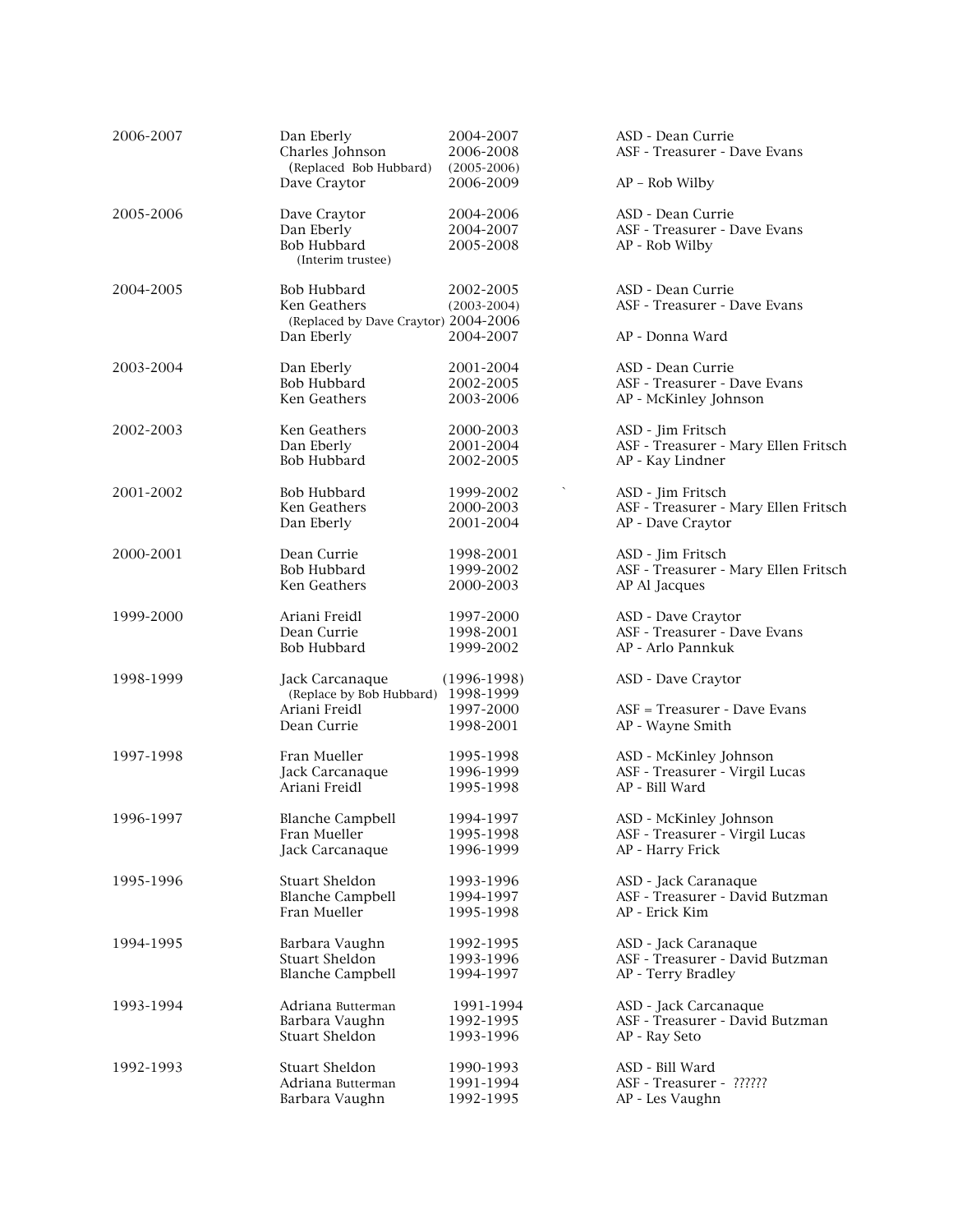| | | | |
|---|---|---|---|
| 2006-2007 | Dan Eberly | 2004-2007 | ASD - Dean Currie |
| | Charles Johnson | 2006-2008 | ASF - Treasurer - Dave Evans |
| | (Replaced Bob Hubbard) | (2005-2006) | |
| | Dave Craytor | 2006-2009 | AP – Rob Wilby |
| 2005-2006 | Dave Craytor | 2004-2006 | ASD - Dean Currie |
| | Dan Eberly | 2004-2007 | ASF - Treasurer - Dave Evans |
| | Bob Hubbard | 2005-2008 | AP - Rob Wilby |
| | (Interim trustee) | | |
| 2004-2005 | Bob Hubbard | 2002-2005 | ASD - Dean Currie |
| | Ken Geathers | (2003-2004) | ASF - Treasurer - Dave Evans |
| | (Replaced by Dave Craytor) | 2004-2006 | |
| | Dan Eberly | 2004-2007 | AP - Donna Ward |
| 2003-2004 | Dan Eberly | 2001-2004 | ASD - Dean Currie |
| | Bob Hubbard | 2002-2005 | ASF - Treasurer - Dave Evans |
| | Ken Geathers | 2003-2006 | AP - McKinley Johnson |
| 2002-2003 | Ken Geathers | 2000-2003 | ASD - Jim Fritsch |
| | Dan Eberly | 2001-2004 | ASF - Treasurer - Mary Ellen Fritsch |
| | Bob Hubbard | 2002-2005 | AP - Kay Lindner |
| 2001-2002 | Bob Hubbard | 1999-2002 | ASD - Jim Fritsch |
| | Ken Geathers | 2000-2003 | ASF - Treasurer - Mary Ellen Fritsch |
| | Dan Eberly | 2001-2004 | AP - Dave Craytor |
| 2000-2001 | Dean Currie | 1998-2001 | ASD - Jim Fritsch |
| | Bob Hubbard | 1999-2002 | ASF - Treasurer - Mary Ellen Fritsch |
| | Ken Geathers | 2000-2003 | AP Al Jacques |
| 1999-2000 | Ariani Freidl | 1997-2000 | ASD - Dave Craytor |
| | Dean Currie | 1998-2001 | ASF - Treasurer - Dave Evans |
| | Bob Hubbard | 1999-2002 | AP - Arlo Pannkuk |
| 1998-1999 | Jack Carcanaque | (1996-1998) | ASD - Dave Craytor |
| | (Replace by Bob Hubbard) | 1998-1999 | |
| | Ariani Freidl | 1997-2000 | ASF = Treasurer - Dave Evans |
| | Dean Currie | 1998-2001 | AP - Wayne Smith |
| 1997-1998 | Fran Mueller | 1995-1998 | ASD - McKinley Johnson |
| | Jack Carcanaque | 1996-1999 | ASF - Treasurer - Virgil Lucas |
| | Ariani Freidl | 1995-1998 | AP - Bill Ward |
| 1996-1997 | Blanche Campbell | 1994-1997 | ASD - McKinley Johnson |
| | Fran Mueller | 1995-1998 | ASF - Treasurer - Virgil Lucas |
| | Jack Carcanaque | 1996-1999 | AP - Harry Frick |
| 1995-1996 | Stuart Sheldon | 1993-1996 | ASD - Jack Caranaque |
| | Blanche Campbell | 1994-1997 | ASF - Treasurer - David Butzman |
| | Fran Mueller | 1995-1998 | AP - Erick Kim |
| 1994-1995 | Barbara Vaughn | 1992-1995 | ASD - Jack Caranaque |
| | Stuart Sheldon | 1993-1996 | ASF - Treasurer - David Butzman |
| | Blanche Campbell | 1994-1997 | AP - Terry Bradley |
| 1993-1994 | Adriana Butterman | 1991-1994 | ASD - Jack Carcanaque |
| | Barbara Vaughn | 1992-1995 | ASF - Treasurer - David Butzman |
| | Stuart Sheldon | 1993-1996 | AP - Ray Seto |
| 1992-1993 | Stuart Sheldon | 1990-1993 | ASD - Bill Ward |
| | Adriana Butterman | 1991-1994 | ASF - Treasurer - ?????? |
| | Barbara Vaughn | 1992-1995 | AP - Les Vaughn |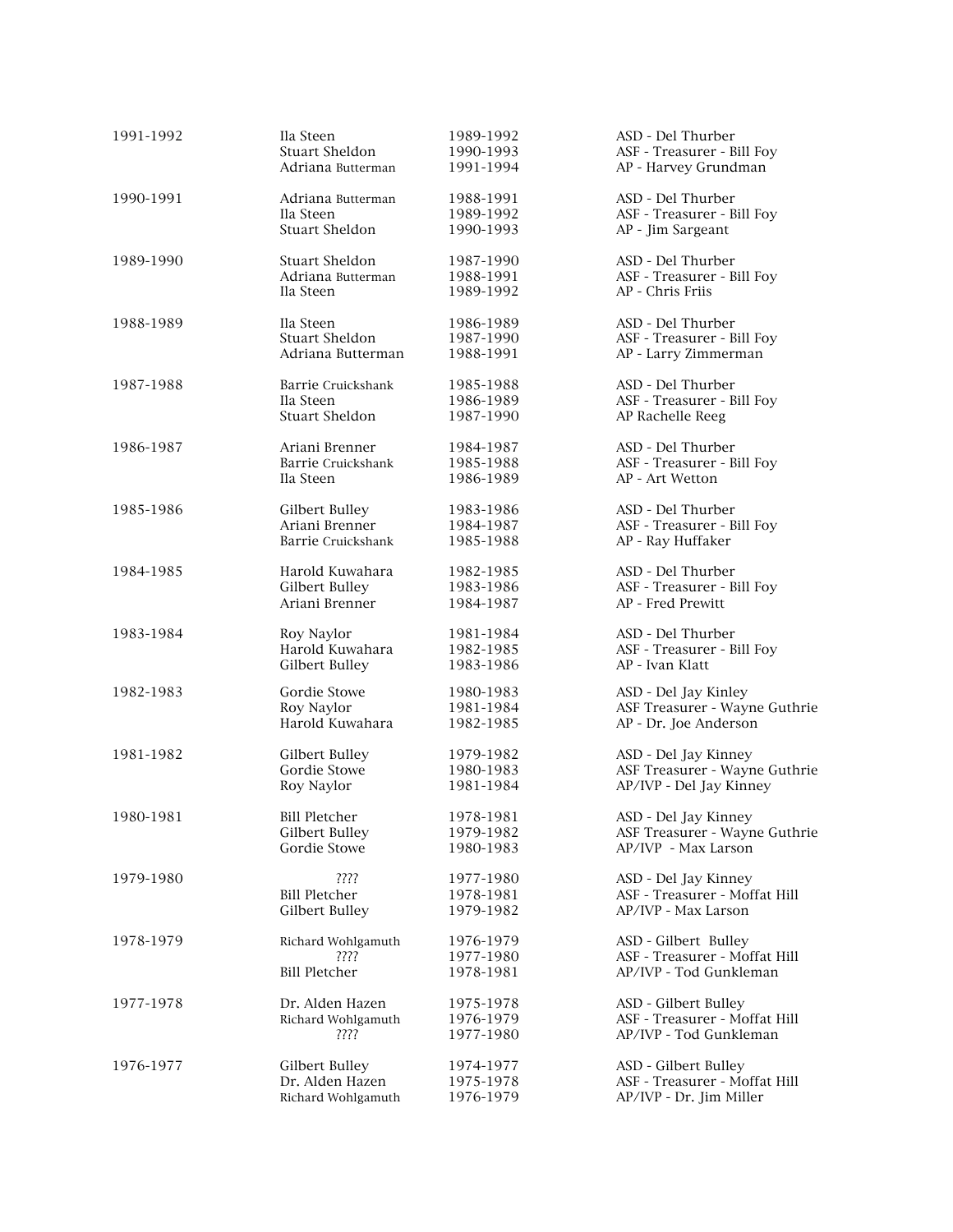| | | | |
|---|---|---|---|
| 1991-1992 | Ila Steen<br>Stuart Sheldon<br>Adriana Butterman | 1989-1992<br>1990-1993<br>1991-1994 | ASD - Del Thurber<br>ASF - Treasurer - Bill Foy<br>AP - Harvey Grundman |
| 1990-1991 | Adriana Butterman<br>Ila Steen<br>Stuart Sheldon | 1988-1991<br>1989-1992<br>1990-1993 | ASD - Del Thurber<br>ASF - Treasurer - Bill Foy<br>AP - Jim Sargeant |
| 1989-1990 | Stuart Sheldon<br>Adriana Butterman<br>Ila Steen | 1987-1990<br>1988-1991<br>1989-1992 | ASD - Del Thurber<br>ASF - Treasurer - Bill Foy<br>AP - Chris Friis |
| 1988-1989 | Ila Steen<br>Stuart Sheldon<br>Adriana Butterman | 1986-1989<br>1987-1990<br>1988-1991 | ASD - Del Thurber<br>ASF - Treasurer - Bill Foy<br>AP - Larry Zimmerman |
| 1987-1988 | Barrie Cruickshank<br>Ila Steen<br>Stuart Sheldon | 1985-1988<br>1986-1989<br>1987-1990 | ASD - Del Thurber<br>ASF - Treasurer - Bill Foy<br>AP Rachelle Reeg |
| 1986-1987 | Ariani Brenner<br>Barrie Cruickshank<br>Ila Steen | 1984-1987<br>1985-1988<br>1986-1989 | ASD - Del Thurber<br>ASF - Treasurer - Bill Foy<br>AP - Art Wetton |
| 1985-1986 | Gilbert Bulley<br>Ariani Brenner<br>Barrie Cruickshank | 1983-1986<br>1984-1987<br>1985-1988 | ASD - Del Thurber<br>ASF - Treasurer - Bill Foy<br>AP - Ray Huffaker |
| 1984-1985 | Harold Kuwahara<br>Gilbert Bulley<br>Ariani Brenner | 1982-1985<br>1983-1986<br>1984-1987 | ASD - Del Thurber<br>ASF - Treasurer - Bill Foy<br>AP - Fred Prewitt |
| 1983-1984 | Roy Naylor<br>Harold Kuwahara<br>Gilbert Bulley | 1981-1984<br>1982-1985<br>1983-1986 | ASD - Del Thurber<br>ASF - Treasurer - Bill Foy<br>AP - Ivan Klatt |
| 1982-1983 | Gordie Stowe<br>Roy Naylor<br>Harold Kuwahara | 1980-1983<br>1981-1984<br>1982-1985 | ASD - Del Jay Kinley<br>ASF Treasurer - Wayne Guthrie<br>AP - Dr. Joe Anderson |
| 1981-1982 | Gilbert Bulley<br>Gordie Stowe<br>Roy Naylor | 1979-1982<br>1980-1983<br>1981-1984 | ASD - Del Jay Kinney<br>ASF Treasurer - Wayne Guthrie<br>AP/IVP - Del Jay Kinney |
| 1980-1981 | Bill Pletcher<br>Gilbert Bulley<br>Gordie Stowe | 1978-1981<br>1979-1982<br>1980-1983 | ASD - Del Jay Kinney<br>ASF Treasurer - Wayne Guthrie<br>AP/IVP - Max Larson |
| 1979-1980 | ????<br>Bill Pletcher<br>Gilbert Bulley | 1977-1980<br>1978-1981<br>1979-1982 | ASD - Del Jay Kinney<br>ASF - Treasurer - Moffat Hill<br>AP/IVP - Max Larson |
| 1978-1979 | Richard Wohlgamuth<br>????<br>Bill Pletcher | 1976-1979<br>1977-1980<br>1978-1981 | ASD - Gilbert Bulley<br>ASF - Treasurer - Moffat Hill<br>AP/IVP - Tod Gunkleman |
| 1977-1978 | Dr. Alden Hazen<br>Richard Wohlgamuth<br>???? | 1975-1978<br>1976-1979<br>1977-1980 | ASD - Gilbert Bulley<br>ASF - Treasurer - Moffat Hill<br>AP/IVP - Tod Gunkleman |
| 1976-1977 | Gilbert Bulley<br>Dr. Alden Hazen<br>Richard Wohlgamuth | 1974-1977<br>1975-1978<br>1976-1979 | ASD - Gilbert Bulley<br>ASF - Treasurer - Moffat Hill<br>AP/IVP - Dr. Jim Miller |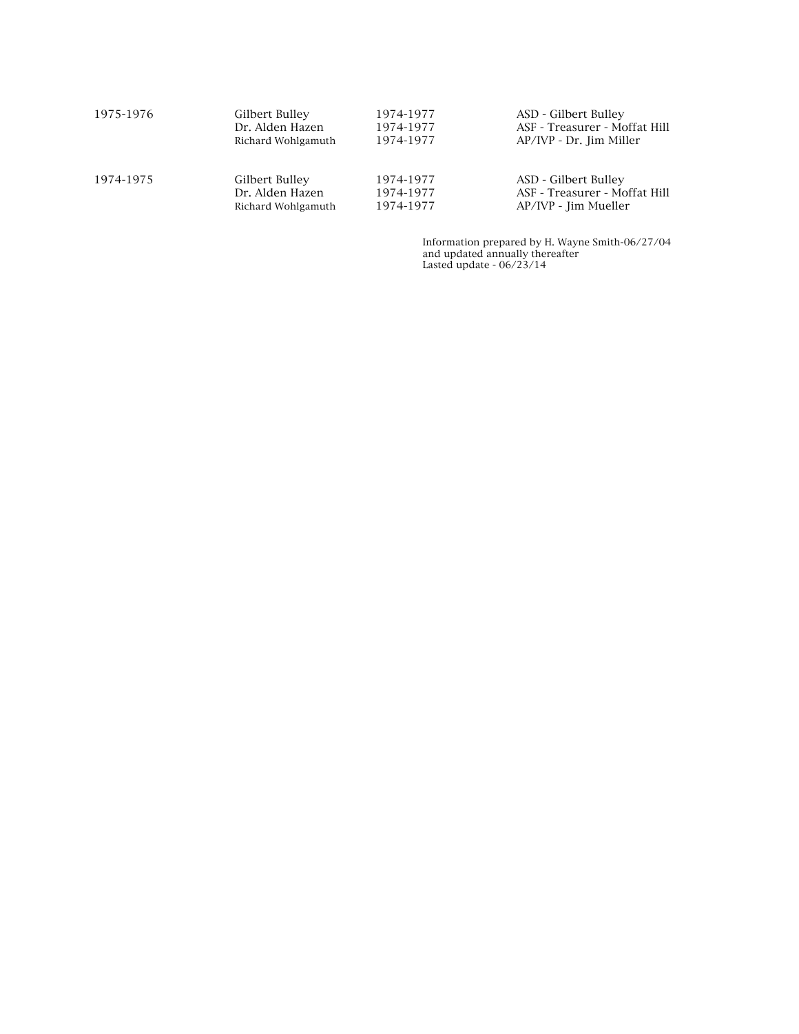| | | | |
|---|---|---|---|
| 1975-1976 | Gilbert Bulley<br>Dr. Alden Hazen<br>Richard Wohlgamuth | 1974-1977<br>1974-1977<br>1974-1977 | ASD - Gilbert Bulley<br>ASF - Treasurer - Moffat Hill<br>AP/IVP - Dr. Jim Miller |
| 1974-1975 | Gilbert Bulley<br>Dr. Alden Hazen<br>Richard Wohlgamuth | 1974-1977<br>1974-1977<br>1974-1977 | ASD - Gilbert Bulley<br>ASF - Treasurer - Moffat Hill<br>AP/IVP - Jim Mueller |

Information prepared by H. Wayne Smith-06/27/04
and updated annually thereafter
Lasted update - 06/23/14